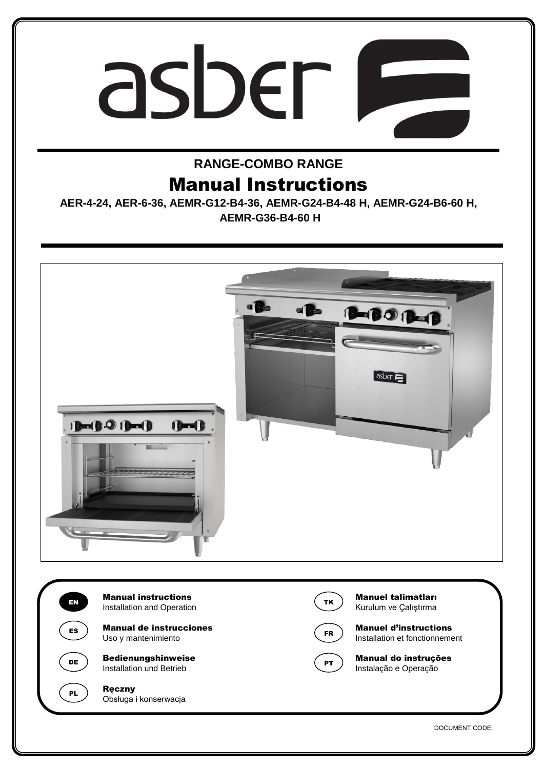asber

**RANGE-COMBO RANGE**

# Manual Instructions

**AER-4-24, AER-6-36, AEMR-G12-B4-36, AEMR-G24-B4-48 H, AEMR-G24-B6-60 H, AEMR-G36-B4-60 H**

| | | | |
|---|---|---|---|
| EN | **Manual instructions** Installation and Operation | TK | **Manuel talimatları** Kurulum ve Çalıştırma |
| ES | **Manual de instrucciones** Uso y mantenimiento | FR | **Manuel d'instructions** Installation et fonctionnement |
| DE | **Bedienungshinweise** Installation und Betrieb | PT | **Manual do instruções** Instalação e Operação |
| PL | **Ręczny** Obsługa i konserwacja | | |

DOCUMENT CODE: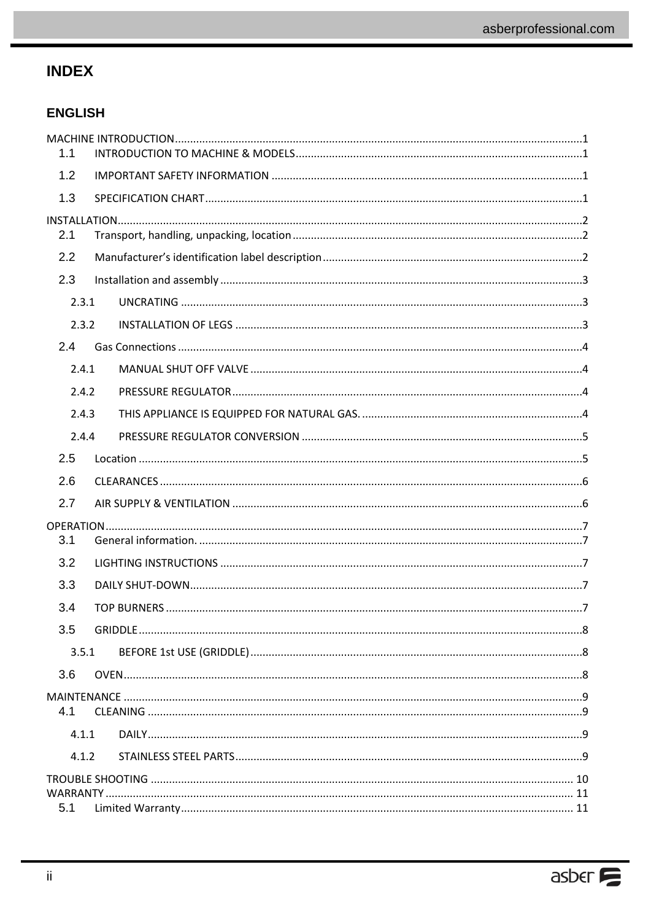# INDEX

## ENGLISH

MACHINE INTRODUCTION.....1
- 1.1 INTRODUCTION TO MACHINE & MODELS.....1
- 1.2 IMPORTANT SAFETY INFORMATION.....1
- 1.3 SPECIFICATION CHART.....1

INSTALLATION.....2
- 2.1 Transport, handling, unpacking, location.....2
- 2.2 Manufacturer's identification label description.....2
- 2.3 Installation and assembly.....3
  - 2.3.1 UNCRATING.....3
  - 2.3.2 INSTALLATION OF LEGS.....3
- 2.4 Gas Connections.....4
  - 2.4.1 MANUAL SHUT OFF VALVE.....4
  - 2.4.2 PRESSURE REGULATOR.....4
  - 2.4.3 THIS APPLIANCE IS EQUIPPED FOR NATURAL GAS......4
  - 2.4.4 PRESSURE REGULATOR CONVERSION.....5
- 2.5 Location.....5
- 2.6 CLEARANCES.....6
- 2.7 AIR SUPPLY & VENTILATION.....6

OPERATION.....7
- 3.1 General information......7
- 3.2 LIGHTING INSTRUCTIONS.....7
- 3.3 DAILY SHUT-DOWN.....7
- 3.4 TOP BURNERS.....7
- 3.5 GRIDDLE.....8
  - 3.5.1 BEFORE 1st USE (GRIDDLE).....8
- 3.6 OVEN.....8

MAINTENANCE.....9
- 4.1 CLEANING.....9
  - 4.1.1 DAILY.....9
  - 4.1.2 STAINLESS STEEL PARTS.....9

TROUBLE SHOOTING.....10

WARRANTY.....11
- 5.1 Limited Warranty.....11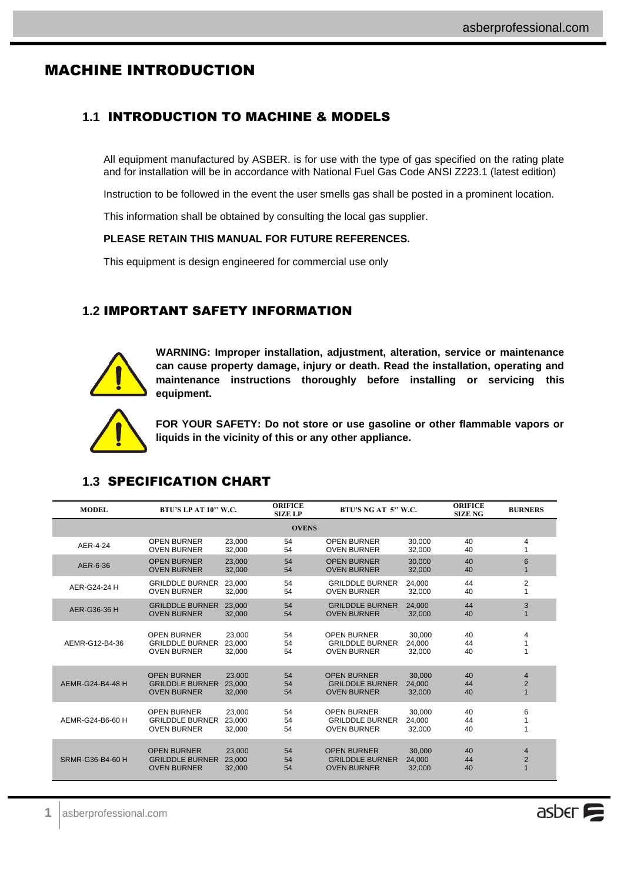# MACHINE INTRODUCTION

## 1.1 INTRODUCTION TO MACHINE & MODELS

All equipment manufactured by ASBER. is for use with the type of gas specified on the rating plate and for installation will be in accordance with National Fuel Gas Code ANSI Z223.1 (latest edition)

Instruction to be followed in the event the user smells gas shall be posted in a prominent location.

This information shall be obtained by consulting the local gas supplier.

**PLEASE RETAIN THIS MANUAL FOR FUTURE REFERENCES.**

This equipment is design engineered for commercial use only

## 1.2 IMPORTANT SAFETY INFORMATION

**WARNING: Improper installation, adjustment, alteration, service or maintenance can cause property damage, injury or death. Read the installation, operating and maintenance instructions thoroughly before installing or servicing this equipment.**

**FOR YOUR SAFETY: Do not store or use gasoline or other flammable vapors or liquids in the vicinity of this or any other appliance.**

## 1.3 SPECIFICATION CHART

| MODEL | BTU'S LP AT 10" W.C. | | ORIFICE SIZE LP | BTU'S NG AT 5" W.C. | | ORIFICE SIZE NG | BURNERS |
|---|---|---|---|---|---|---|---|
| **OVENS** | | | | | | | |
| AER-4-24 | OPEN BURNER<br>OVEN BURNER | 23,000<br>32,000 | 54<br>54 | OPEN BURNER<br>OVEN BURNER | 30,000<br>32,000 | 40<br>40 | 4<br>1 |
| AER-6-36 | OPEN BURNER<br>OVEN BURNER | 23,000<br>32,000 | 54<br>54 | OPEN BURNER<br>OVEN BURNER | 30,000<br>32,000 | 40<br>40 | 6<br>1 |
| AER-G24-24 H | GRILDDLE BURNER<br>OVEN BURNER | 23,000<br>32,000 | 54<br>54 | GRILDDLE BURNER<br>OVEN BURNER | 24,000<br>32,000 | 44<br>40 | 2<br>1 |
| AER-G36-36 H | GRILDDLE BURNER<br>OVEN BURNER | 23,000<br>32,000 | 54<br>54 | GRILDDLE BURNER<br>OVEN BURNER | 24,000<br>32,000 | 44<br>40 | 3<br>1 |
| AEMR-G12-B4-36 | OPEN BURNER<br>GRILDDLE BURNER<br>OVEN BURNER | 23,000<br>23,000<br>32,000 | 54<br>54<br>54 | OPEN BURNER<br>GRILDDLE BURNER<br>OVEN BURNER | 30,000<br>24,000<br>32,000 | 40<br>44<br>40 | 4<br>1<br>1 |
| AEMR-G24-B4-48 H | OPEN BURNER<br>GRILDDLE BURNER<br>OVEN BURNER | 23,000<br>23,000<br>32,000 | 54<br>54<br>54 | OPEN BURNER<br>GRILDDLE BURNER<br>OVEN BURNER | 30,000<br>24,000<br>32,000 | 40<br>44<br>40 | 4<br>2<br>1 |
| AEMR-G24-B6-60 H | OPEN BURNER<br>GRILDDLE BURNER<br>OVEN BURNER | 23,000<br>23,000<br>32,000 | 54<br>54<br>54 | OPEN BURNER<br>GRILDDLE BURNER<br>OVEN BURNER | 30,000<br>24,000<br>32,000 | 40<br>44<br>40 | 6<br>1<br>1 |
| SRMR-G36-B4-60 H | OPEN BURNER<br>GRILDDLE BURNER<br>OVEN BURNER | 23,000<br>23,000<br>32,000 | 54<br>54<br>54 | OPEN BURNER<br>GRILDDLE BURNER<br>OVEN BURNER | 30,000<br>24,000<br>32,000 | 40<br>44<br>40 | 4<br>2<br>1 |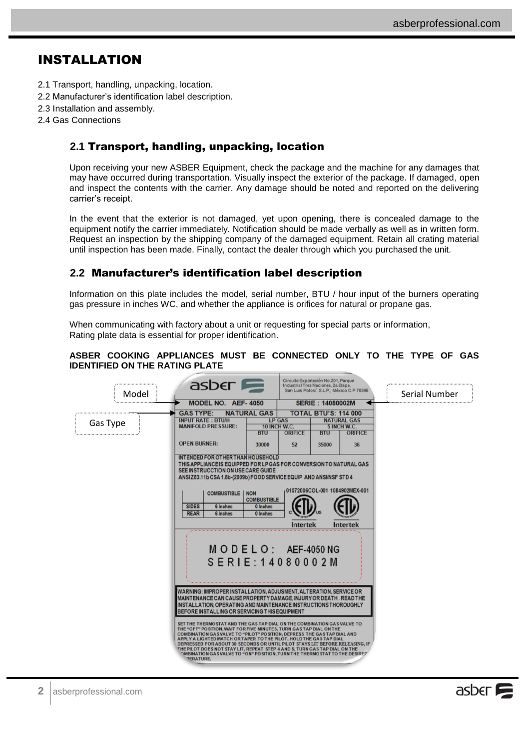# INSTALLATION

2.1 Transport, handling, unpacking, location.
2.2 Manufacturer's identification label description.
2.3 Installation and assembly.
2.4 Gas Connections

## 2.1 Transport, handling, unpacking, location

Upon receiving your new ASBER Equipment, check the package and the machine for any damages that may have occurred during transportation. Visually inspect the exterior of the package. If damaged, open and inspect the contents with the carrier. Any damage should be noted and reported on the delivering carrier's receipt.

In the event that the exterior is not damaged, yet upon opening, there is concealed damage to the equipment notify the carrier immediately. Notification should be made verbally as well as in written form. Request an inspection by the shipping company of the damaged equipment. Retain all crating material until inspection has been made. Finally, contact the dealer through which you purchased the unit.

## 2.2 Manufacturer's identification label description

Information on this plate includes the model, serial number, BTU / hour input of the burners operating gas pressure in inches WC, and whether the appliance is orifices for natural or propane gas.

When communicating with factory about a unit or requesting for special parts or information, Rating plate data is essential for proper identification.

**ASBER COOKING APPLIANCES MUST BE CONNECTED ONLY TO THE TYPE OF GAS IDENTIFIED ON THE RATING PLATE**

Model

Gas Type

Serial Number

asber

Circuito Exportación No.201, Parque Industrial Tres Naciones, 2a Etapa. San Luis Potosí, S.L.P., México C.P.78395

MODEL NO. AEF- 4050 | SERIE : 14080002M

GAS TYPE: NATURAL GAS | TOTAL BTU'S: 114 000

| INPUT RATE : BTU/H MANIFOLD PRESSURE: | LP GAS 10 INCH W.C. | | NATURAL GAS 5 INCH W.C. | |
|---|---|---|---|---|
| | BTU | ORIFICE | BTU | ORIFICE |
| OPEN BURNER: | 30000 | 52 | 35000 | 36 |

INTENDED FOR OTHER THAN HOUSEHOLD
THIS APPLIANCE IS EQUIPPED FOR LP GAS FOR CONVERSION TO NATURAL GAS
SEE INSTRUCCTION ON USE CARE GUIDE
ANSIZ83.11b CSA 1.8b-(2009b) FOOD SERVICE EQUIP AND ANSI/NSF STD 4

| | COMBUSTIBLE | NON COMBUSTIBLE |
|---|---|---|
| SIDES | 6 Inches | 0 Inches |
| REAR | 6 Inches | 0 Inches |

01072006COL-001 1084902MEX-001

Intertek Intertek

MODELO: AEF-4050 NG
SERIE: 14080002M

WARNING: IMPROPER INSTALLATION, ADJUSMENT, ALTERATION, SERVICE OR MAINTENANCE CAN CAUSE PROPERTY DAMAGE, INJURY OR DEATH. READ THE INSTALLATION, OPERATING AND MAINTENANCE INSTRUCTIONS THOROUGHLY BEFORE INSTALLING OR SERVICING THIS EQUIPMENT

SET THE THERMOSTAT AND THE GAS TAP DIAL ON THE COMBINATION GAS VALVE TO THE "OFF" POSITION, WAIT FOR FIVE MINUTES, TURN GAS TAP DIAL ON THE COMBINATION GAS VALVE TO "PILOT" POSITION, DEPRESS THE GAS TAP DIAL AND APPLY A LIGHTED MATCH OR TAPER TO THE PILOT, HOLD THE GAS TAP DIAL DEPRESSED FOR ABOUT 30 SECONDS OR UNTIL PILOT STAYS LIT BEFORE RELEASING, IF THE PILOT DOES NOT STAY LIT, REPEAT STEP 4 AND 5, TURN GAS TAP DIAL ON THE COMBINATION GAS VALVE TO "ON" POSITION, TURN THE THERMOSTAT TO THE DESIRED TEMPERATURE.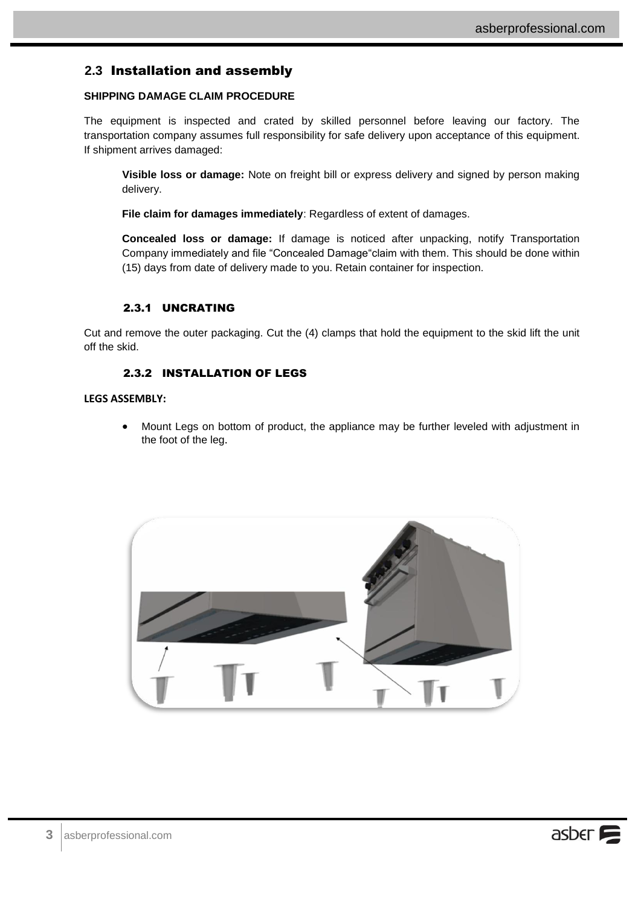## 2.3 Installation and assembly

**SHIPPING DAMAGE CLAIM PROCEDURE**

The equipment is inspected and crated by skilled personnel before leaving our factory. The transportation company assumes full responsibility for safe delivery upon acceptance of this equipment. If shipment arrives damaged:

**Visible loss or damage:** Note on freight bill or express delivery and signed by person making delivery.

**File claim for damages immediately**: Regardless of extent of damages.

**Concealed loss or damage:** If damage is noticed after unpacking, notify Transportation Company immediately and file "Concealed Damage"claim with them. This should be done within (15) days from date of delivery made to you. Retain container for inspection.

### 2.3.1 UNCRATING

Cut and remove the outer packaging. Cut the (4) clamps that hold the equipment to the skid lift the unit off the skid.

### 2.3.2 INSTALLATION OF LEGS

**LEGS ASSEMBLY:**

- Mount Legs on bottom of product, the appliance may be further leveled with adjustment in the foot of the leg.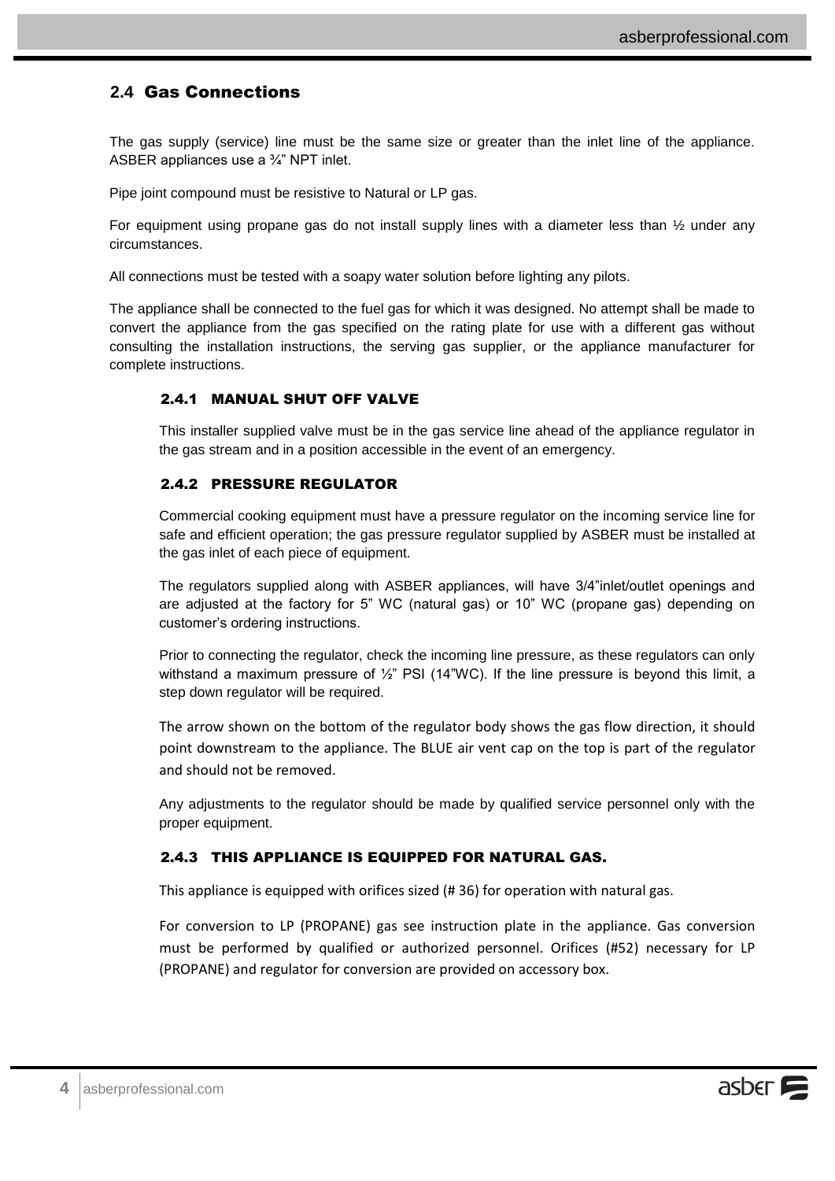## 2.4 Gas Connections

The gas supply (service) line must be the same size or greater than the inlet line of the appliance. ASBER appliances use a ¾" NPT inlet.

Pipe joint compound must be resistive to Natural or LP gas.

For equipment using propane gas do not install supply lines with a diameter less than ½ under any circumstances.

All connections must be tested with a soapy water solution before lighting any pilots.

The appliance shall be connected to the fuel gas for which it was designed. No attempt shall be made to convert the appliance from the gas specified on the rating plate for use with a different gas without consulting the installation instructions, the serving gas supplier, or the appliance manufacturer for complete instructions.

### 2.4.1 MANUAL SHUT OFF VALVE

This installer supplied valve must be in the gas service line ahead of the appliance regulator in the gas stream and in a position accessible in the event of an emergency.

### 2.4.2 PRESSURE REGULATOR

Commercial cooking equipment must have a pressure regulator on the incoming service line for safe and efficient operation; the gas pressure regulator supplied by ASBER must be installed at the gas inlet of each piece of equipment.

The regulators supplied along with ASBER appliances, will have 3/4"inlet/outlet openings and are adjusted at the factory for 5" WC (natural gas) or 10" WC (propane gas) depending on customer's ordering instructions.

Prior to connecting the regulator, check the incoming line pressure, as these regulators can only withstand a maximum pressure of ½" PSI (14"WC). If the line pressure is beyond this limit, a step down regulator will be required.

The arrow shown on the bottom of the regulator body shows the gas flow direction, it should point downstream to the appliance. The BLUE air vent cap on the top is part of the regulator and should not be removed.

Any adjustments to the regulator should be made by qualified service personnel only with the proper equipment.

### 2.4.3 THIS APPLIANCE IS EQUIPPED FOR NATURAL GAS.

This appliance is equipped with orifices sized (# 36) for operation with natural gas.

For conversion to LP (PROPANE) gas see instruction plate in the appliance. Gas conversion must be performed by qualified or authorized personnel. Orifices (#52) necessary for LP (PROPANE) and regulator for conversion are provided on accessory box.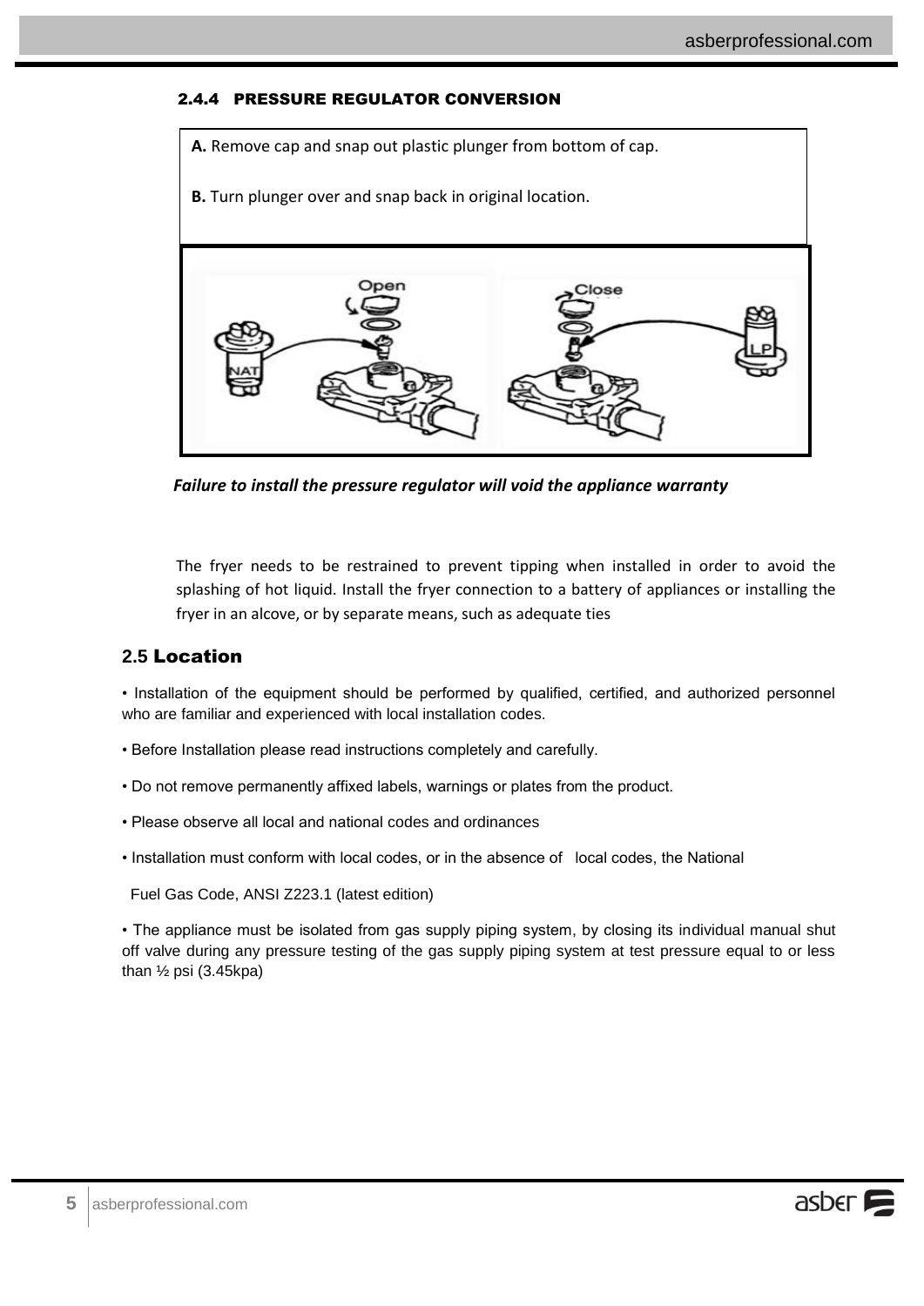#### 2.4.4 PRESSURE REGULATOR CONVERSION

**A.** Remove cap and snap out plastic plunger from bottom of cap.

**B.** Turn plunger over and snap back in original location.

*Failure to install the pressure regulator will void the appliance warranty*

The fryer needs to be restrained to prevent tipping when installed in order to avoid the splashing of hot liquid. Install the fryer connection to a battery of appliances or installing the fryer in an alcove, or by separate means, such as adequate ties

## 2.5 Location

- Installation of the equipment should be performed by qualified, certified, and authorized personnel who are familiar and experienced with local installation codes.
- Before Installation please read instructions completely and carefully.
- Do not remove permanently affixed labels, warnings or plates from the product.
- Please observe all local and national codes and ordinances
- Installation must conform with local codes, or in the absence of local codes, the National Fuel Gas Code, ANSI Z223.1 (latest edition)
- The appliance must be isolated from gas supply piping system, by closing its individual manual shut off valve during any pressure testing of the gas supply piping system at test pressure equal to or less than ½ psi (3.45kpa)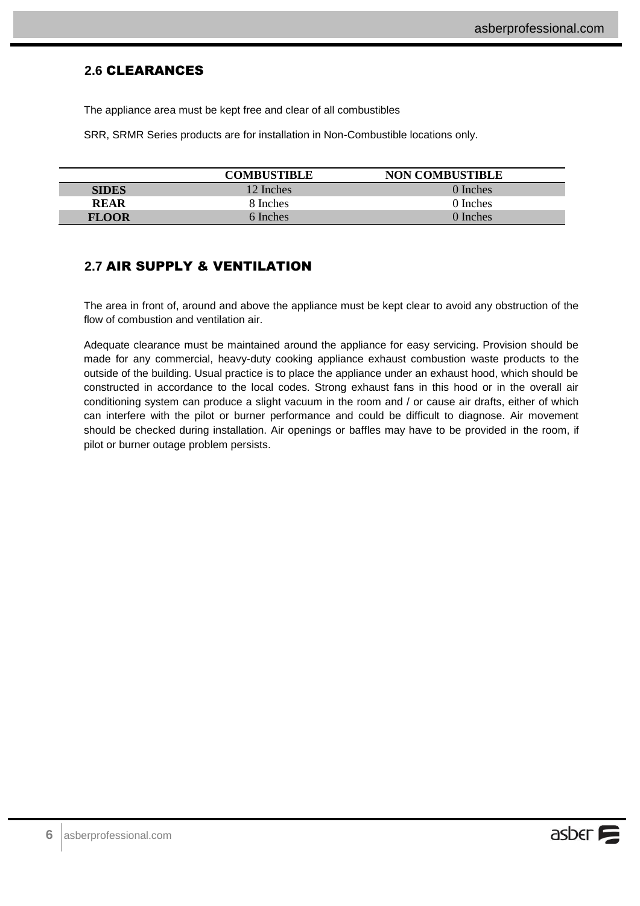## 2.6 CLEARANCES

The appliance area must be kept free and clear of all combustibles

SRR, SRMR Series products are for installation in Non-Combustible locations only.

| | COMBUSTIBLE | NON COMBUSTIBLE |
|---|---|---|
| **SIDES** | 12 Inches | 0 Inches |
| **REAR** | 8 Inches | 0 Inches |
| **FLOOR** | 6 Inches | 0 Inches |

## 2.7 AIR SUPPLY & VENTILATION

The area in front of, around and above the appliance must be kept clear to avoid any obstruction of the flow of combustion and ventilation air.

Adequate clearance must be maintained around the appliance for easy servicing. Provision should be made for any commercial, heavy-duty cooking appliance exhaust combustion waste products to the outside of the building. Usual practice is to place the appliance under an exhaust hood, which should be constructed in accordance to the local codes. Strong exhaust fans in this hood or in the overall air conditioning system can produce a slight vacuum in the room and / or cause air drafts, either of which can interfere with the pilot or burner performance and could be difficult to diagnose. Air movement should be checked during installation. Air openings or baffles may have to be provided in the room, if pilot or burner outage problem persists.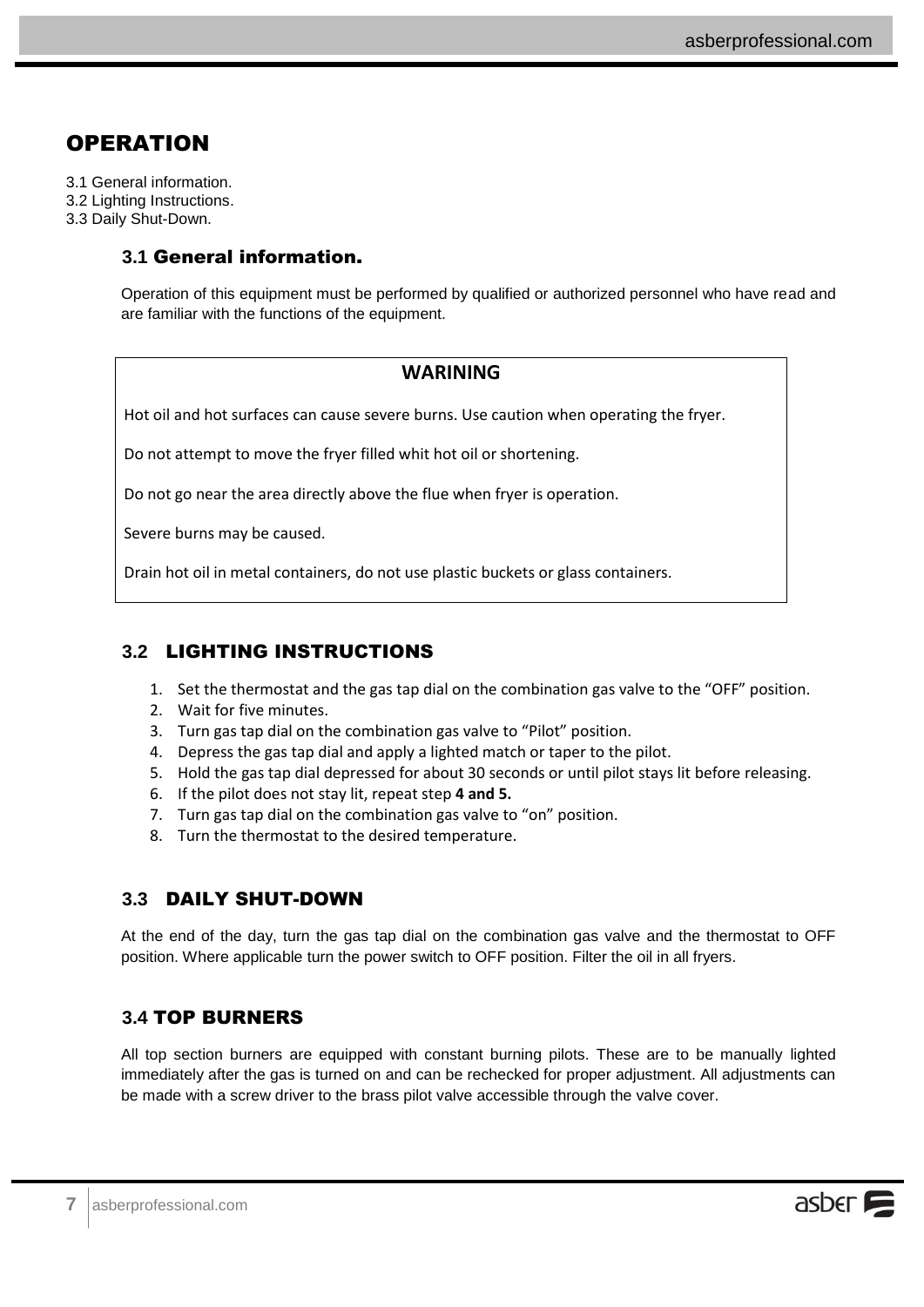# OPERATION

3.1 General information.
3.2 Lighting Instructions.
3.3 Daily Shut-Down.

## 3.1 General information.

Operation of this equipment must be performed by qualified or authorized personnel who have read and are familiar with the functions of the equipment.

**WARINING**

Hot oil and hot surfaces can cause severe burns. Use caution when operating the fryer.

Do not attempt to move the fryer filled whit hot oil or shortening.

Do not go near the area directly above the flue when fryer is operation.

Severe burns may be caused.

Drain hot oil in metal containers, do not use plastic buckets or glass containers.

## 3.2 LIGHTING INSTRUCTIONS

1. Set the thermostat and the gas tap dial on the combination gas valve to the "OFF" position.
2. Wait for five minutes.
3. Turn gas tap dial on the combination gas valve to "Pilot" position.
4. Depress the gas tap dial and apply a lighted match or taper to the pilot.
5. Hold the gas tap dial depressed for about 30 seconds or until pilot stays lit before releasing.
6. If the pilot does not stay lit, repeat step **4 and 5.**
7. Turn gas tap dial on the combination gas valve to "on" position.
8. Turn the thermostat to the desired temperature.

## 3.3 DAILY SHUT-DOWN

At the end of the day, turn the gas tap dial on the combination gas valve and the thermostat to OFF position. Where applicable turn the power switch to OFF position. Filter the oil in all fryers.

## 3.4 TOP BURNERS

All top section burners are equipped with constant burning pilots. These are to be manually lighted immediately after the gas is turned on and can be rechecked for proper adjustment. All adjustments can be made with a screw driver to the brass pilot valve accessible through the valve cover.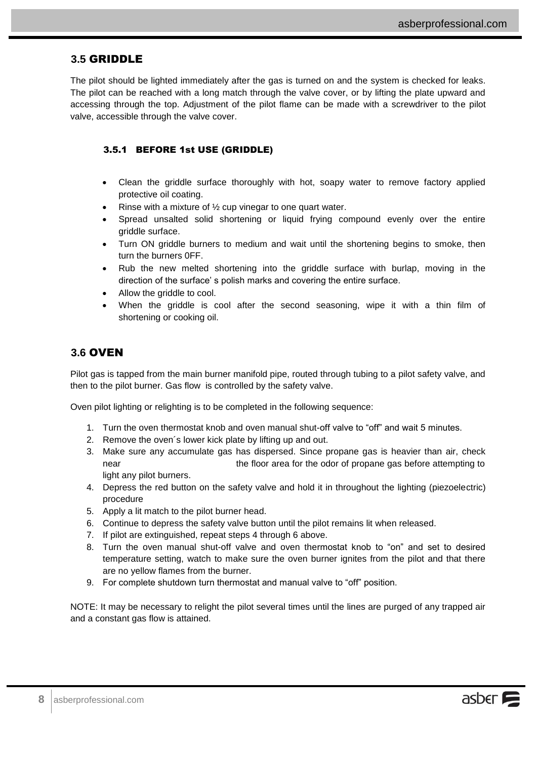## 3.5 GRIDDLE

The pilot should be lighted immediately after the gas is turned on and the system is checked for leaks. The pilot can be reached with a long match through the valve cover, or by lifting the plate upward and accessing through the top. Adjustment of the pilot flame can be made with a screwdriver to the pilot valve, accessible through the valve cover.

### 3.5.1 BEFORE 1st USE (GRIDDLE)

- Clean the griddle surface thoroughly with hot, soapy water to remove factory applied protective oil coating.
- Rinse with a mixture of ½ cup vinegar to one quart water.
- Spread unsalted solid shortening or liquid frying compound evenly over the entire griddle surface.
- Turn ON griddle burners to medium and wait until the shortening begins to smoke, then turn the burners 0FF.
- Rub the new melted shortening into the griddle surface with burlap, moving in the direction of the surface' s polish marks and covering the entire surface.
- Allow the griddle to cool.
- When the griddle is cool after the second seasoning, wipe it with a thin film of shortening or cooking oil.

## 3.6 OVEN

Pilot gas is tapped from the main burner manifold pipe, routed through tubing to a pilot safety valve, and then to the pilot burner. Gas flow is controlled by the safety valve.

Oven pilot lighting or relighting is to be completed in the following sequence:

1. Turn the oven thermostat knob and oven manual shut-off valve to "off" and wait 5 minutes.
2. Remove the oven´s lower kick plate by lifting up and out.
3. Make sure any accumulate gas has dispersed. Since propane gas is heavier than air, check near the floor area for the odor of propane gas before attempting to light any pilot burners.
4. Depress the red button on the safety valve and hold it in throughout the lighting (piezoelectric) procedure
5. Apply a lit match to the pilot burner head.
6. Continue to depress the safety valve button until the pilot remains lit when released.
7. If pilot are extinguished, repeat steps 4 through 6 above.
8. Turn the oven manual shut-off valve and oven thermostat knob to "on" and set to desired temperature setting, watch to make sure the oven burner ignites from the pilot and that there are no yellow flames from the burner.
9. For complete shutdown turn thermostat and manual valve to "off" position.

NOTE: It may be necessary to relight the pilot several times until the lines are purged of any trapped air and a constant gas flow is attained.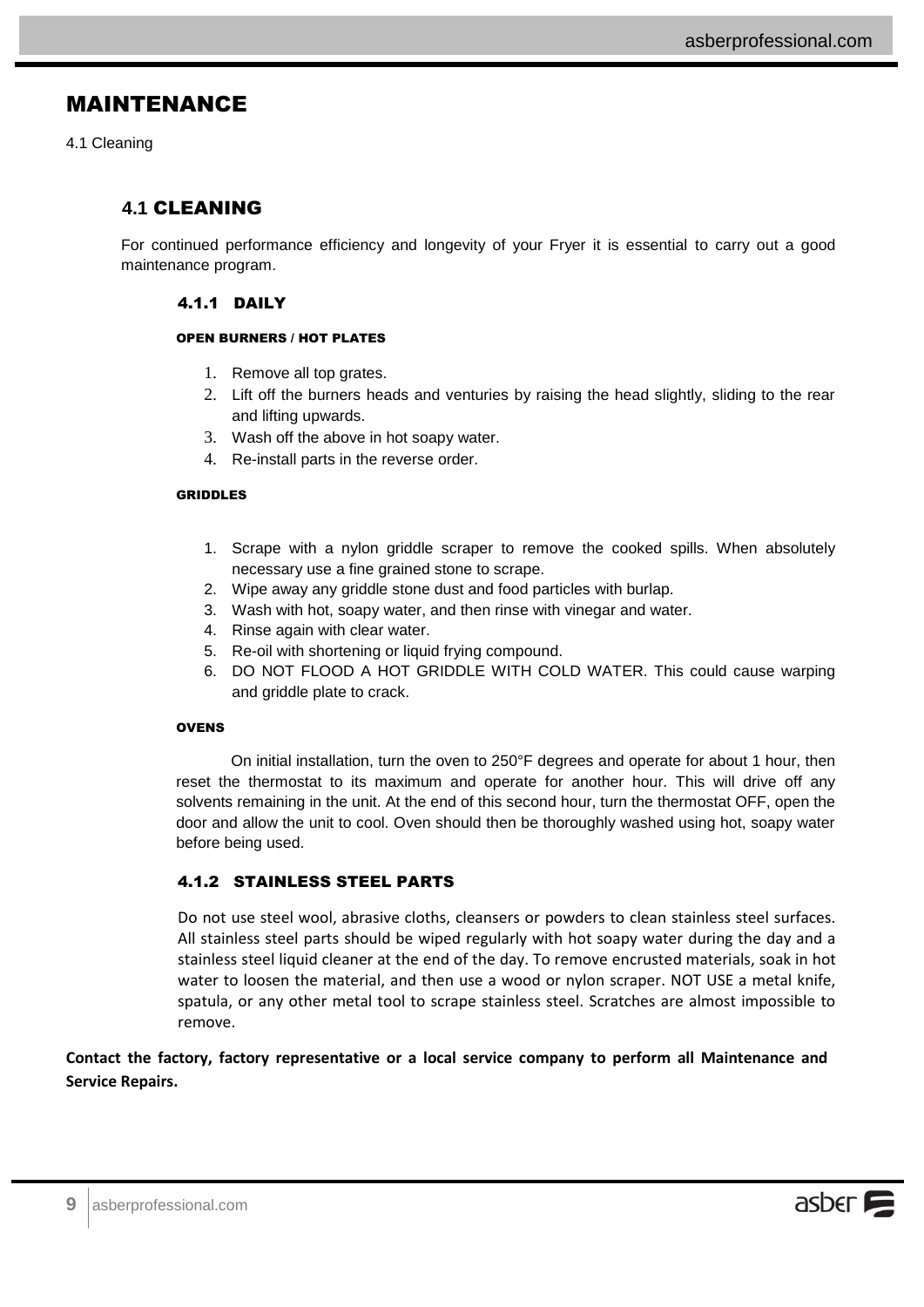# MAINTENANCE

4.1 Cleaning

## 4.1 CLEANING

For continued performance efficiency and longevity of your Fryer it is essential to carry out a good maintenance program.

### 4.1.1 DAILY

#### OPEN BURNERS / HOT PLATES

1. Remove all top grates.
2. Lift off the burners heads and venturies by raising the head slightly, sliding to the rear and lifting upwards.
3. Wash off the above in hot soapy water.
4. Re-install parts in the reverse order.

#### GRIDDLES

1. Scrape with a nylon griddle scraper to remove the cooked spills. When absolutely necessary use a fine grained stone to scrape.
2. Wipe away any griddle stone dust and food particles with burlap.
3. Wash with hot, soapy water, and then rinse with vinegar and water.
4. Rinse again with clear water.
5. Re-oil with shortening or liquid frying compound.
6. DO NOT FLOOD A HOT GRIDDLE WITH COLD WATER. This could cause warping and griddle plate to crack.

#### OVENS

On initial installation, turn the oven to 250°F degrees and operate for about 1 hour, then reset the thermostat to its maximum and operate for another hour. This will drive off any solvents remaining in the unit. At the end of this second hour, turn the thermostat OFF, open the door and allow the unit to cool. Oven should then be thoroughly washed using hot, soapy water before being used.

### 4.1.2 STAINLESS STEEL PARTS

Do not use steel wool, abrasive cloths, cleansers or powders to clean stainless steel surfaces. All stainless steel parts should be wiped regularly with hot soapy water during the day and a stainless steel liquid cleaner at the end of the day. To remove encrusted materials, soak in hot water to loosen the material, and then use a wood or nylon scraper. NOT USE a metal knife, spatula, or any other metal tool to scrape stainless steel. Scratches are almost impossible to remove.

**Contact the factory, factory representative or a local service company to perform all Maintenance and Service Repairs.**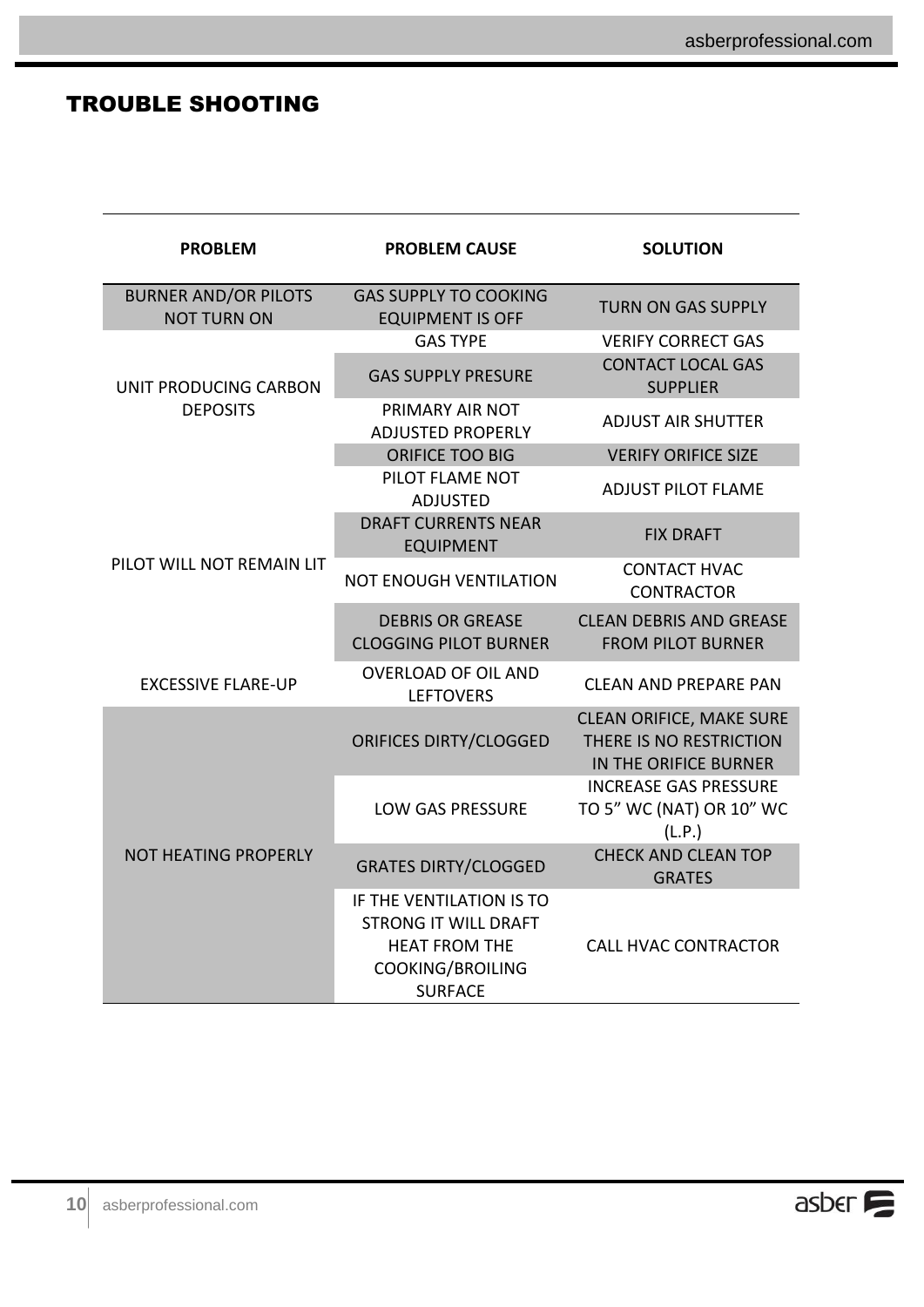## TROUBLE SHOOTING

| PROBLEM | PROBLEM CAUSE | SOLUTION |
|---|---|---|
| BURNER AND/OR PILOTS NOT TURN ON | GAS SUPPLY TO COOKING EQUIPMENT IS OFF | TURN ON GAS SUPPLY |
| UNIT PRODUCING CARBON DEPOSITS | GAS TYPE | VERIFY CORRECT GAS |
| | GAS SUPPLY PRESURE | CONTACT LOCAL GAS SUPPLIER |
| | PRIMARY AIR NOT ADJUSTED PROPERLY | ADJUST AIR SHUTTER |
| | ORIFICE TOO BIG | VERIFY ORIFICE SIZE |
| PILOT WILL NOT REMAIN LIT | PILOT FLAME NOT ADJUSTED | ADJUST PILOT FLAME |
| | DRAFT CURRENTS NEAR EQUIPMENT | FIX DRAFT |
| | NOT ENOUGH VENTILATION | CONTACT HVAC CONTRACTOR |
| | DEBRIS OR GREASE CLOGGING PILOT BURNER | CLEAN DEBRIS AND GREASE FROM PILOT BURNER |
| EXCESSIVE FLARE-UP | OVERLOAD OF OIL AND LEFTOVERS | CLEAN AND PREPARE PAN |
| NOT HEATING PROPERLY | ORIFICES DIRTY/CLOGGED | CLEAN ORIFICE, MAKE SURE THERE IS NO RESTRICTION IN THE ORIFICE BURNER |
| | LOW GAS PRESSURE | INCREASE GAS PRESSURE TO 5" WC (NAT) OR 10" WC (L.P.) |
| | GRATES DIRTY/CLOGGED | CHECK AND CLEAN TOP GRATES |
| | IF THE VENTILATION IS TO STRONG IT WILL DRAFT HEAT FROM THE COOKING/BROILING SURFACE | CALL HVAC CONTRACTOR |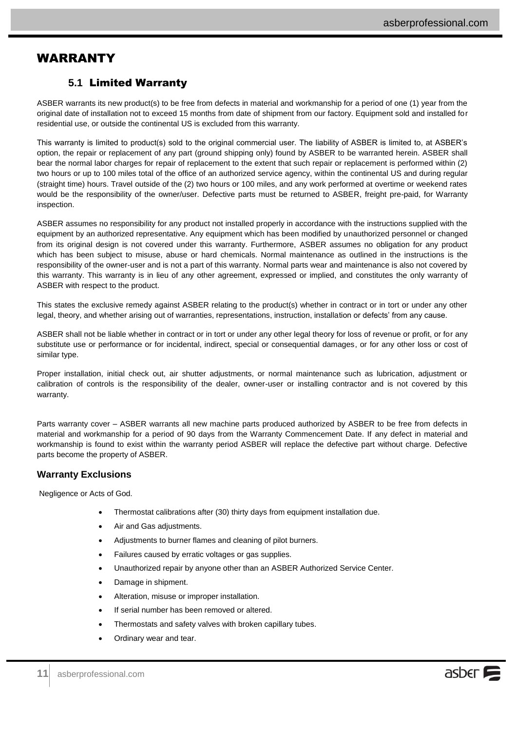# WARRANTY

## 5.1 Limited Warranty

ASBER warrants its new product(s) to be free from defects in material and workmanship for a period of one (1) year from the original date of installation not to exceed 15 months from date of shipment from our factory. Equipment sold and installed for residential use, or outside the continental US is excluded from this warranty.

This warranty is limited to product(s) sold to the original commercial user. The liability of ASBER is limited to, at ASBER's option, the repair or replacement of any part (ground shipping only) found by ASBER to be warranted herein. ASBER shall bear the normal labor charges for repair of replacement to the extent that such repair or replacement is performed within (2) two hours or up to 100 miles total of the office of an authorized service agency, within the continental US and during regular (straight time) hours. Travel outside of the (2) two hours or 100 miles, and any work performed at overtime or weekend rates would be the responsibility of the owner/user. Defective parts must be returned to ASBER, freight pre-paid, for Warranty inspection.

ASBER assumes no responsibility for any product not installed properly in accordance with the instructions supplied with the equipment by an authorized representative. Any equipment which has been modified by unauthorized personnel or changed from its original design is not covered under this warranty. Furthermore, ASBER assumes no obligation for any product which has been subject to misuse, abuse or hard chemicals. Normal maintenance as outlined in the instructions is the responsibility of the owner-user and is not a part of this warranty. Normal parts wear and maintenance is also not covered by this warranty. This warranty is in lieu of any other agreement, expressed or implied, and constitutes the only warranty of ASBER with respect to the product.

This states the exclusive remedy against ASBER relating to the product(s) whether in contract or in tort or under any other legal, theory, and whether arising out of warranties, representations, instruction, installation or defects' from any cause.

ASBER shall not be liable whether in contract or in tort or under any other legal theory for loss of revenue or profit, or for any substitute use or performance or for incidental, indirect, special or consequential damages, or for any other loss or cost of similar type.

Proper installation, initial check out, air shutter adjustments, or normal maintenance such as lubrication, adjustment or calibration of controls is the responsibility of the dealer, owner-user or installing contractor and is not covered by this warranty.

Parts warranty cover – ASBER warrants all new machine parts produced authorized by ASBER to be free from defects in material and workmanship for a period of 90 days from the Warranty Commencement Date. If any defect in material and workmanship is found to exist within the warranty period ASBER will replace the defective part without charge. Defective parts become the property of ASBER.

### Warranty Exclusions

Negligence or Acts of God.

- Thermostat calibrations after (30) thirty days from equipment installation due.
- Air and Gas adjustments.
- Adjustments to burner flames and cleaning of pilot burners.
- Failures caused by erratic voltages or gas supplies.
- Unauthorized repair by anyone other than an ASBER Authorized Service Center.
- Damage in shipment.
- Alteration, misuse or improper installation.
- If serial number has been removed or altered.
- Thermostats and safety valves with broken capillary tubes.
- Ordinary wear and tear.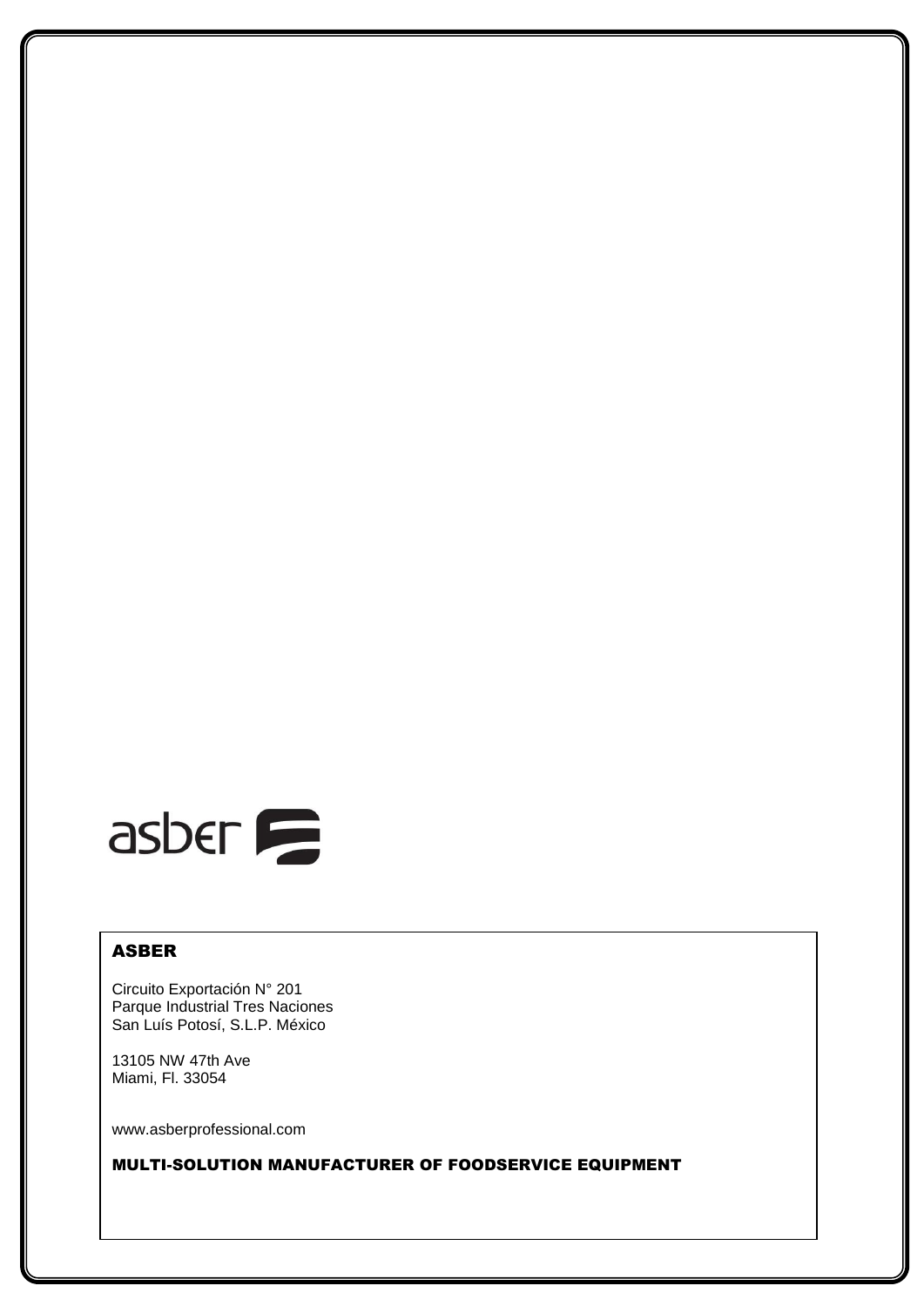asber

**ASBER**

Circuito Exportación N° 201
Parque Industrial Tres Naciones
San Luís Potosí, S.L.P. México

13105 NW 47th Ave
Miami, Fl. 33054

www.asberprofessional.com

**MULTI-SOLUTION MANUFACTURER OF FOODSERVICE EQUIPMENT**